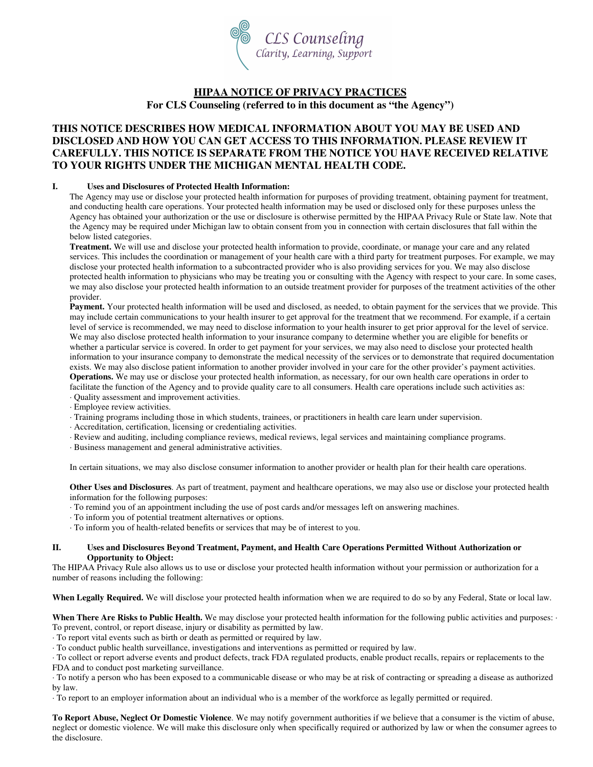CLS Counseling
Clarity, Learning, Support

# HIPAA NOTICE OF PRIVACY PRACTICES

**For CLS Counseling (referred to in this document as "the Agency")**

## THIS NOTICE DESCRIBES HOW MEDICAL INFORMATION ABOUT YOU MAY BE USED AND DISCLOSED AND HOW YOU CAN GET ACCESS TO THIS INFORMATION. PLEASE REVIEW IT CAREFULLY. THIS NOTICE IS SEPARATE FROM THE NOTICE YOU HAVE RECEIVED RELATIVE TO YOUR RIGHTS UNDER THE MICHIGAN MENTAL HEALTH CODE.

### I. Uses and Disclosures of Protected Health Information:

The Agency may use or disclose your protected health information for purposes of providing treatment, obtaining payment for treatment, and conducting health care operations. Your protected health information may be used or disclosed only for these purposes unless the Agency has obtained your authorization or the use or disclosure is otherwise permitted by the HIPAA Privacy Rule or State law. Note that the Agency may be required under Michigan law to obtain consent from you in connection with certain disclosures that fall within the below listed categories.

**Treatment.** We will use and disclose your protected health information to provide, coordinate, or manage your care and any related services. This includes the coordination or management of your health care with a third party for treatment purposes. For example, we may disclose your protected health information to a subcontracted provider who is also providing services for you. We may also disclose protected health information to physicians who may be treating you or consulting with the Agency with respect to your care. In some cases, we may also disclose your protected health information to an outside treatment provider for purposes of the treatment activities of the other provider.

**Payment.** Your protected health information will be used and disclosed, as needed, to obtain payment for the services that we provide. This may include certain communications to your health insurer to get approval for the treatment that we recommend. For example, if a certain level of service is recommended, we may need to disclose information to your health insurer to get prior approval for the level of service. We may also disclose protected health information to your insurance company to determine whether you are eligible for benefits or whether a particular service is covered. In order to get payment for your services, we may also need to disclose your protected health information to your insurance company to demonstrate the medical necessity of the services or to demonstrate that required documentation exists. We may also disclose patient information to another provider involved in your care for the other provider's payment activities.

**Operations.** We may use or disclose your protected health information, as necessary, for our own health care operations in order to facilitate the function of the Agency and to provide quality care to all consumers. Health care operations include such activities as:

- Quality assessment and improvement activities.
- Employee review activities.
- Training programs including those in which students, trainees, or practitioners in health care learn under supervision.
- Accreditation, certification, licensing or credentialing activities.
- Review and auditing, including compliance reviews, medical reviews, legal services and maintaining compliance programs.
- Business management and general administrative activities.

In certain situations, we may also disclose consumer information to another provider or health plan for their health care operations.

**Other Uses and Disclosures**. As part of treatment, payment and healthcare operations, we may also use or disclose your protected health information for the following purposes:

- To remind you of an appointment including the use of post cards and/or messages left on answering machines.
- To inform you of potential treatment alternatives or options.
- To inform you of health-related benefits or services that may be of interest to you.

### II. Uses and Disclosures Beyond Treatment, Payment, and Health Care Operations Permitted Without Authorization or Opportunity to Object:

The HIPAA Privacy Rule also allows us to use or disclose your protected health information without your permission or authorization for a number of reasons including the following:

**When Legally Required.** We will disclose your protected health information when we are required to do so by any Federal, State or local law.

**When There Are Risks to Public Health.** We may disclose your protected health information for the following public activities and purposes:

- To prevent, control, or report disease, injury or disability as permitted by law.
- To report vital events such as birth or death as permitted or required by law.
- To conduct public health surveillance, investigations and interventions as permitted or required by law.
- To collect or report adverse events and product defects, track FDA regulated products, enable product recalls, repairs or replacements to the FDA and to conduct post marketing surveillance.
- To notify a person who has been exposed to a communicable disease or who may be at risk of contracting or spreading a disease as authorized by law.
- To report to an employer information about an individual who is a member of the workforce as legally permitted or required.

**To Report Abuse, Neglect Or Domestic Violence**. We may notify government authorities if we believe that a consumer is the victim of abuse, neglect or domestic violence. We will make this disclosure only when specifically required or authorized by law or when the consumer agrees to the disclosure.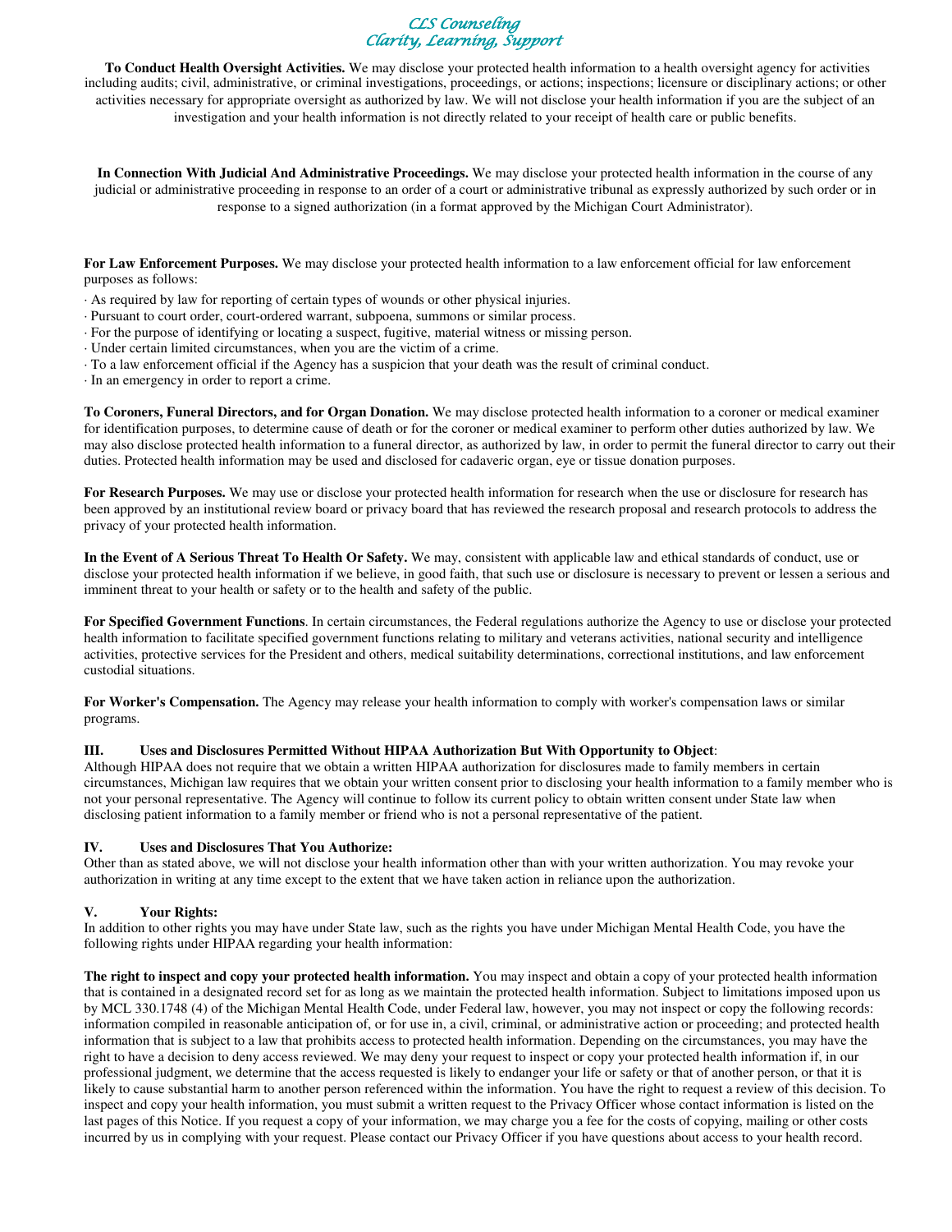**To Conduct Health Oversight Activities.** We may disclose your protected health information to a health oversight agency for activities including audits; civil, administrative, or criminal investigations, proceedings, or actions; inspections; licensure or disciplinary actions; or other activities necessary for appropriate oversight as authorized by law. We will not disclose your health information if you are the subject of an investigation and your health information is not directly related to your receipt of health care or public benefits.

**In Connection With Judicial And Administrative Proceedings.** We may disclose your protected health information in the course of any judicial or administrative proceeding in response to an order of a court or administrative tribunal as expressly authorized by such order or in response to a signed authorization (in a format approved by the Michigan Court Administrator).

**For Law Enforcement Purposes.** We may disclose your protected health information to a law enforcement official for law enforcement purposes as follows:

- As required by law for reporting of certain types of wounds or other physical injuries.
- Pursuant to court order, court-ordered warrant, subpoena, summons or similar process.
- For the purpose of identifying or locating a suspect, fugitive, material witness or missing person.
- Under certain limited circumstances, when you are the victim of a crime.
- To a law enforcement official if the Agency has a suspicion that your death was the result of criminal conduct.
- In an emergency in order to report a crime.

**To Coroners, Funeral Directors, and for Organ Donation.** We may disclose protected health information to a coroner or medical examiner for identification purposes, to determine cause of death or for the coroner or medical examiner to perform other duties authorized by law. We may also disclose protected health information to a funeral director, as authorized by law, in order to permit the funeral director to carry out their duties. Protected health information may be used and disclosed for cadaveric organ, eye or tissue donation purposes.

**For Research Purposes.** We may use or disclose your protected health information for research when the use or disclosure for research has been approved by an institutional review board or privacy board that has reviewed the research proposal and research protocols to address the privacy of your protected health information.

**In the Event of A Serious Threat To Health Or Safety.** We may, consistent with applicable law and ethical standards of conduct, use or disclose your protected health information if we believe, in good faith, that such use or disclosure is necessary to prevent or lessen a serious and imminent threat to your health or safety or to the health and safety of the public.

**For Specified Government Functions**. In certain circumstances, the Federal regulations authorize the Agency to use or disclose your protected health information to facilitate specified government functions relating to military and veterans activities, national security and intelligence activities, protective services for the President and others, medical suitability determinations, correctional institutions, and law enforcement custodial situations.

**For Worker's Compensation.** The Agency may release your health information to comply with worker's compensation laws or similar programs.

**III. Uses and Disclosures Permitted Without HIPAA Authorization But With Opportunity to Object**:
Although HIPAA does not require that we obtain a written HIPAA authorization for disclosures made to family members in certain circumstances, Michigan law requires that we obtain your written consent prior to disclosing your health information to a family member who is not your personal representative. The Agency will continue to follow its current policy to obtain written consent under State law when disclosing patient information to a family member or friend who is not a personal representative of the patient.

**IV. Uses and Disclosures That You Authorize:**
Other than as stated above, we will not disclose your health information other than with your written authorization. You may revoke your authorization in writing at any time except to the extent that we have taken action in reliance upon the authorization.

**V. Your Rights:**
In addition to other rights you may have under State law, such as the rights you have under Michigan Mental Health Code, you have the following rights under HIPAA regarding your health information:

**The right to inspect and copy your protected health information.** You may inspect and obtain a copy of your protected health information that is contained in a designated record set for as long as we maintain the protected health information. Subject to limitations imposed upon us by MCL 330.1748 (4) of the Michigan Mental Health Code, under Federal law, however, you may not inspect or copy the following records: information compiled in reasonable anticipation of, or for use in, a civil, criminal, or administrative action or proceeding; and protected health information that is subject to a law that prohibits access to protected health information. Depending on the circumstances, you may have the right to have a decision to deny access reviewed. We may deny your request to inspect or copy your protected health information if, in our professional judgment, we determine that the access requested is likely to endanger your life or safety or that of another person, or that it is likely to cause substantial harm to another person referenced within the information. You have the right to request a review of this decision. To inspect and copy your health information, you must submit a written request to the Privacy Officer whose contact information is listed on the last pages of this Notice. If you request a copy of your information, we may charge you a fee for the costs of copying, mailing or other costs incurred by us in complying with your request. Please contact our Privacy Officer if you have questions about access to your health record.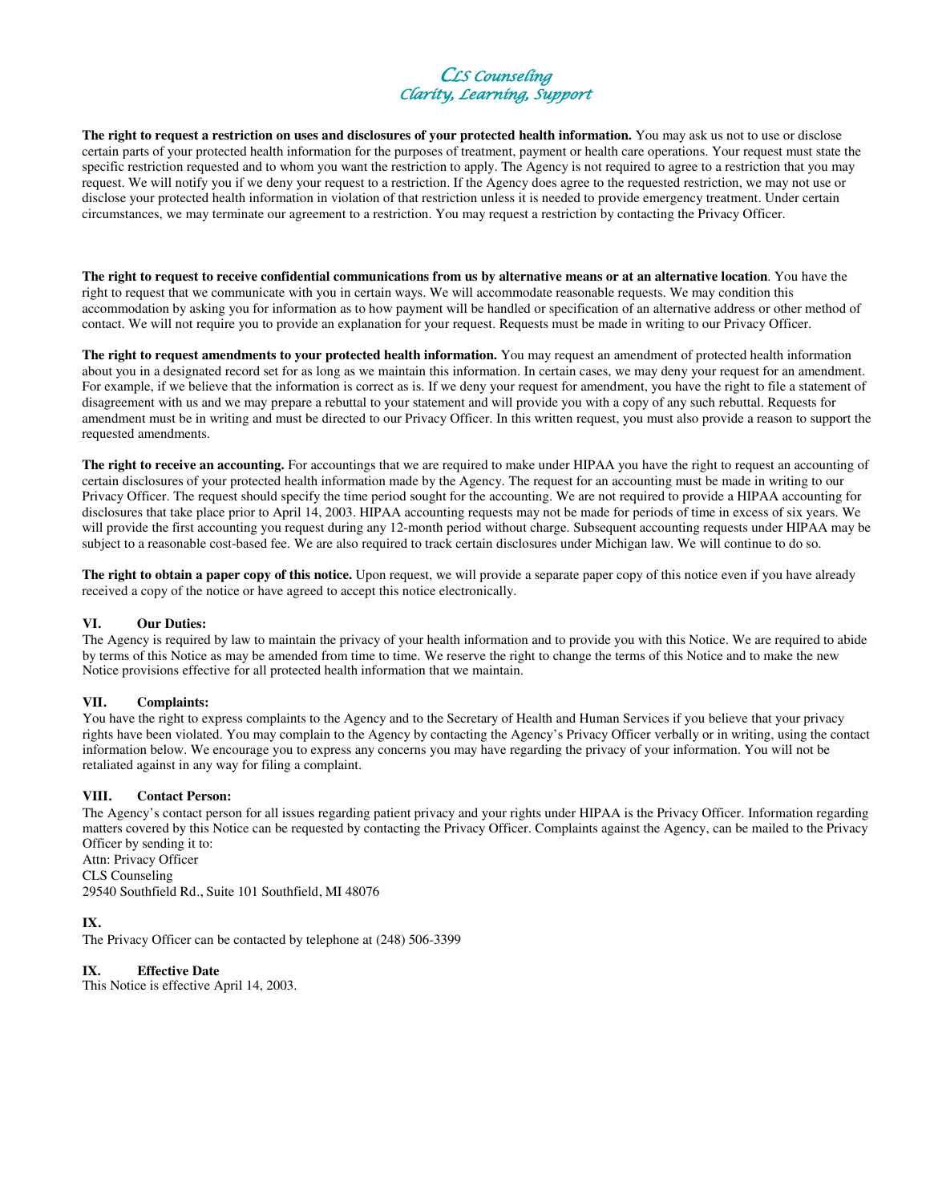**The right to request a restriction on uses and disclosures of your protected health information.** You may ask us not to use or disclose certain parts of your protected health information for the purposes of treatment, payment or health care operations. Your request must state the specific restriction requested and to whom you want the restriction to apply. The Agency is not required to agree to a restriction that you may request. We will notify you if we deny your request to a restriction. If the Agency does agree to the requested restriction, we may not use or disclose your protected health information in violation of that restriction unless it is needed to provide emergency treatment. Under certain circumstances, we may terminate our agreement to a restriction. You may request a restriction by contacting the Privacy Officer.

**The right to request to receive confidential communications from us by alternative means or at an alternative location**. You have the right to request that we communicate with you in certain ways. We will accommodate reasonable requests. We may condition this accommodation by asking you for information as to how payment will be handled or specification of an alternative address or other method of contact. We will not require you to provide an explanation for your request. Requests must be made in writing to our Privacy Officer.

**The right to request amendments to your protected health information.** You may request an amendment of protected health information about you in a designated record set for as long as we maintain this information. In certain cases, we may deny your request for an amendment. For example, if we believe that the information is correct as is. If we deny your request for amendment, you have the right to file a statement of disagreement with us and we may prepare a rebuttal to your statement and will provide you with a copy of any such rebuttal. Requests for amendment must be in writing and must be directed to our Privacy Officer. In this written request, you must also provide a reason to support the requested amendments.

**The right to receive an accounting.** For accountings that we are required to make under HIPAA you have the right to request an accounting of certain disclosures of your protected health information made by the Agency. The request for an accounting must be made in writing to our Privacy Officer. The request should specify the time period sought for the accounting. We are not required to provide a HIPAA accounting for disclosures that take place prior to April 14, 2003. HIPAA accounting requests may not be made for periods of time in excess of six years. We will provide the first accounting you request during any 12-month period without charge. Subsequent accounting requests under HIPAA may be subject to a reasonable cost-based fee. We are also required to track certain disclosures under Michigan law. We will continue to do so.

**The right to obtain a paper copy of this notice.** Upon request, we will provide a separate paper copy of this notice even if you have already received a copy of the notice or have agreed to accept this notice electronically.

### VI. Our Duties:

The Agency is required by law to maintain the privacy of your health information and to provide you with this Notice. We are required to abide by terms of this Notice as may be amended from time to time. We reserve the right to change the terms of this Notice and to make the new Notice provisions effective for all protected health information that we maintain.

### VII. Complaints:

You have the right to express complaints to the Agency and to the Secretary of Health and Human Services if you believe that your privacy rights have been violated. You may complain to the Agency by contacting the Agency's Privacy Officer verbally or in writing, using the contact information below. We encourage you to express any concerns you may have regarding the privacy of your information. You will not be retaliated against in any way for filing a complaint.

### VIII. Contact Person:

The Agency's contact person for all issues regarding patient privacy and your rights under HIPAA is the Privacy Officer. Information regarding matters covered by this Notice can be requested by contacting the Privacy Officer. Complaints against the Agency, can be mailed to the Privacy Officer by sending it to:
Attn: Privacy Officer
CLS Counseling
29540 Southfield Rd., Suite 101 Southfield, MI 48076

### IX.

The Privacy Officer can be contacted by telephone at (248) 506-3399

### IX. Effective Date

This Notice is effective April 14, 2003.